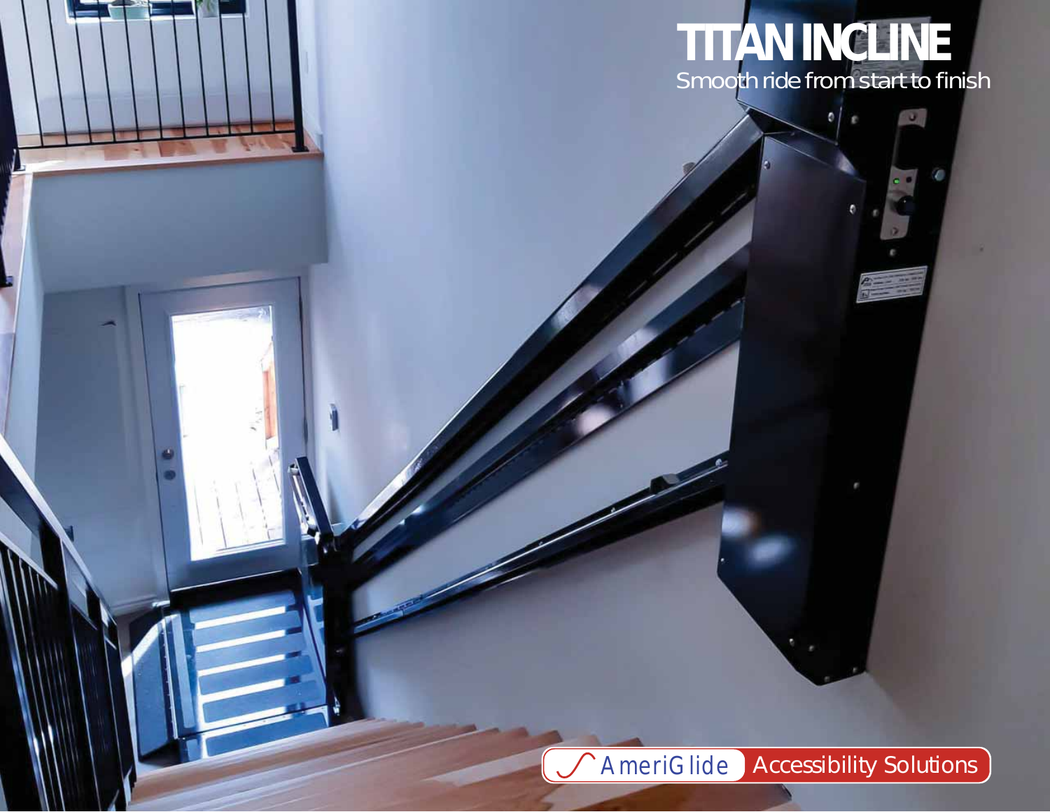# TITAN INCLINE

Smooth ride from start to finish

AmeriGlide Accessibility Solutions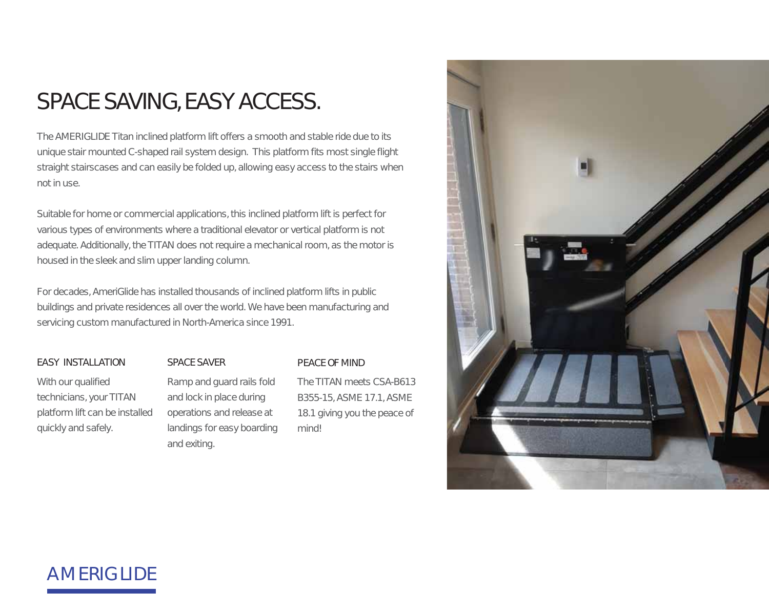# SPACE SAVING, EASY ACCESS.

The AMERIGLIDE Titan inclined platform lift offers a smooth and stable ride due to its unique stair mounted C-shaped rail system design. This platform fits most single flight straight stairscases and can easily be folded up, allowing easy access to the stairs when not in use.

Suitable for home or commercial applications, this inclined platform lift is perfect for various types of environments where a traditional elevator or vertical platform is not adequate. Additionally, the TITAN does not require a mechanical room, as the motor is housed in the sleek and slim upper landing column.

For decades, AmeriGlide has installed thousands of inclined platform lifts in public buildings and private residences all over the world. We have been manufacturing and servicing custom manufactured in North-America since 1991.

### EASY INSTALLATION

With our qualified technicians, your TITAN platform lift can be installed quickly and safely.

### SPACE SAVER

Ramp and guard rails fold and lock in place during operations and release at landings for easy boarding and exiting.

### PEACE OF MIND

The TITAN meets CSA-B613 B355-15, ASME 17.1, ASME 18.1 giving you the peace of mind!

AMERIGLIDE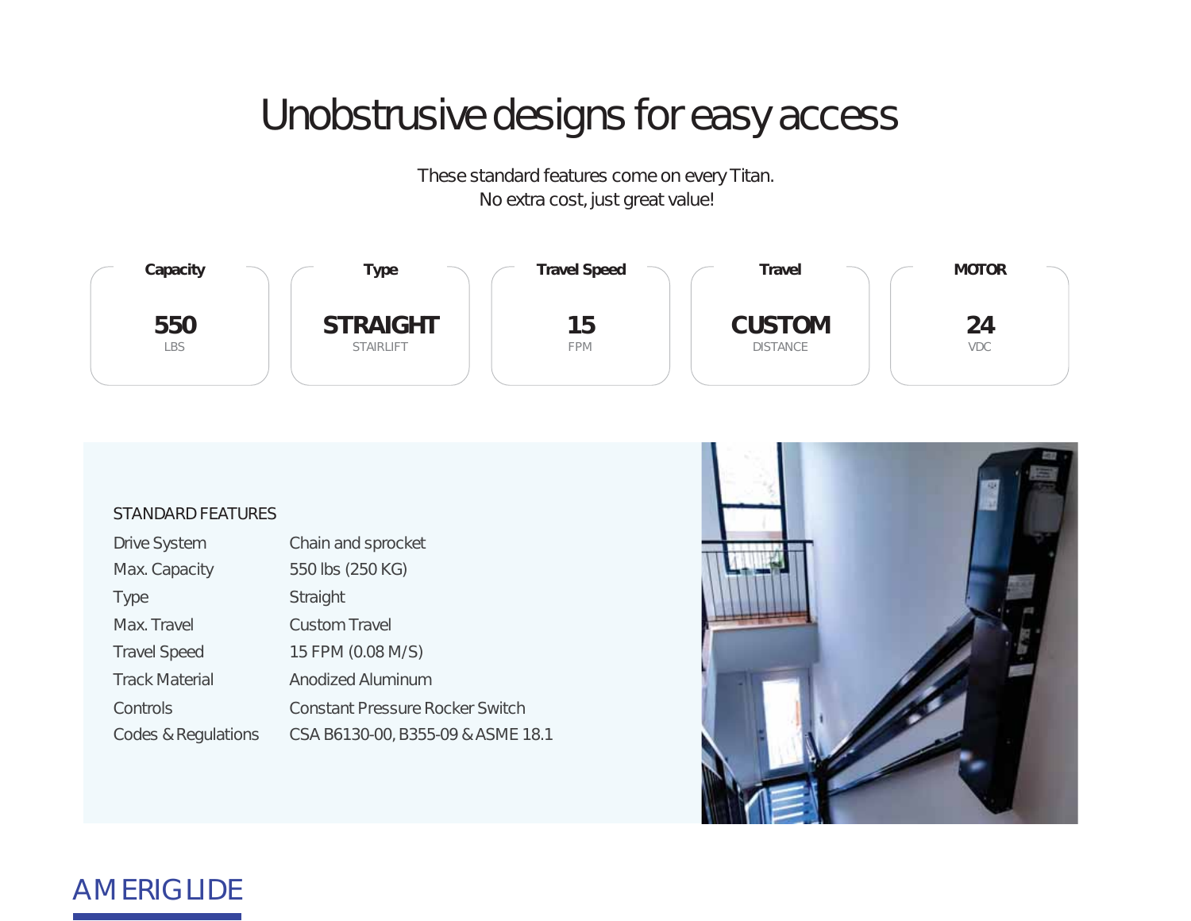# Unobstrusive designs for easy access

These standard features come on every Titan.
No extra cost, just great value!

| Capacity | Type | Travel Speed | Travel | MOTOR |
|---|---|---|---|---|
| **550** LBS | **STRAIGHT** STAIRLIFT | **15** FPM | **CUSTOM** DISTANCE | **24** VDC |

## STANDARD FEATURES

| | |
|---|---|
| Drive System | Chain and sprocket |
| Max. Capacity | 550 lbs (250 KG) |
| Type | Straight |
| Max. Travel | Custom Travel |
| Travel Speed | 15 FPM (0.08 M/S) |
| Track Material | Anodized Aluminum |
| Controls | Constant Pressure Rocker Switch |
| Codes & Regulations | CSA B6130-00, B355-09 & ASME 18.1 |

AMERIGLIDE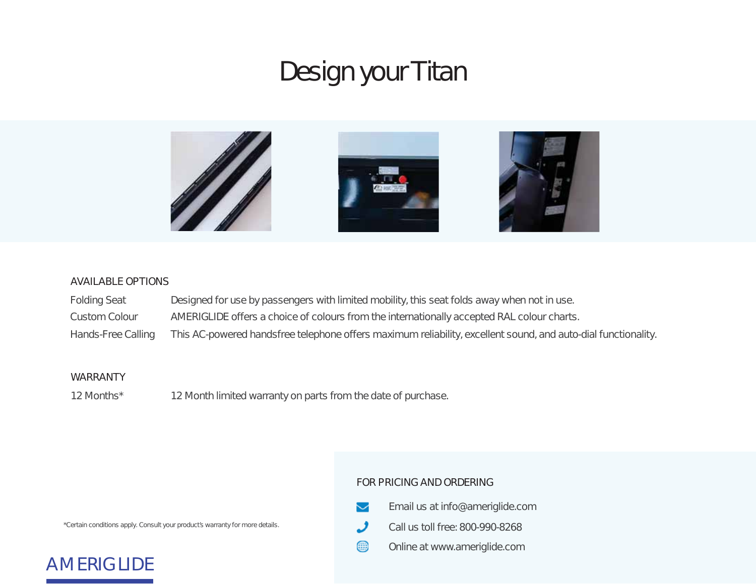# Design your Titan

AVAILABLE OPTIONS

| | |
|---|---|
| Folding Seat | Designed for use by passengers with limited mobility, this seat folds away when not in use. |
| Custom Colour | AMERIGLIDE offers a choice of colours from the internationally accepted RAL colour charts. |
| Hands-Free Calling | This AC-powered handsfree telephone offers maximum reliability, excellent sound, and auto-dial functionality. |

WARRANTY

| | |
|---|---|
| 12 Months* | 12 Month limited warranty on parts from the date of purchase. |

*Certain conditions apply. Consult your product's warranty for more details.

FOR PRICING AND ORDERING

- Email us at info@ameriglide.com
- Call us toll free: 800-990-8268
- Online at www.ameriglide.com

AMERIGLIDE